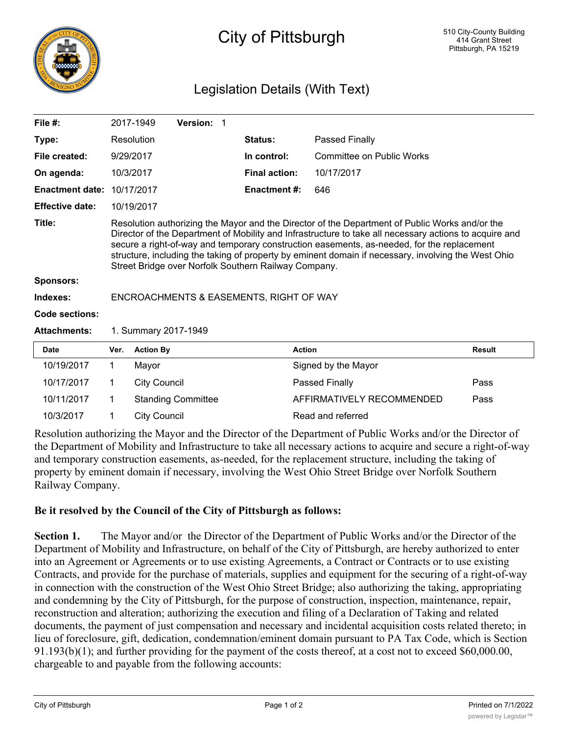# City of Pittsburgh

510 City-County Building
414 Grant Street
Pittsburgh, PA 15219

## Legislation Details (With Text)

| | | | |
|---|---|---|---|
| **File #:** | 2017-1949 **Version:** 1 | | |
| **Type:** | Resolution | **Status:** | Passed Finally |
| **File created:** | 9/29/2017 | **In control:** | Committee on Public Works |
| **On agenda:** | 10/3/2017 | **Final action:** | 10/17/2017 |
| **Enactment date:** | 10/17/2017 | **Enactment #:** | 646 |
| **Effective date:** | 10/19/2017 | | |

**Title:** Resolution authorizing the Mayor and the Director of the Department of Public Works and/or the Director of the Department of Mobility and Infrastructure to take all necessary actions to acquire and secure a right-of-way and temporary construction easements, as-needed, for the replacement structure, including the taking of property by eminent domain if necessary, involving the West Ohio Street Bridge over Norfolk Southern Railway Company.

**Sponsors:**

**Indexes:** ENCROACHMENTS & EASEMENTS, RIGHT OF WAY

**Code sections:**

**Attachments:** 1. Summary 2017-1949

| Date | Ver. | Action By | Action | Result |
|---|---|---|---|---|
| 10/19/2017 | 1 | Mayor | Signed by the Mayor | |
| 10/17/2017 | 1 | City Council | Passed Finally | Pass |
| 10/11/2017 | 1 | Standing Committee | AFFIRMATIVELY RECOMMENDED | Pass |
| 10/3/2017 | 1 | City Council | Read and referred | |

Resolution authorizing the Mayor and the Director of the Department of Public Works and/or the Director of the Department of Mobility and Infrastructure to take all necessary actions to acquire and secure a right-of-way and temporary construction easements, as-needed, for the replacement structure, including the taking of property by eminent domain if necessary, involving the West Ohio Street Bridge over Norfolk Southern Railway Company.

**Be it resolved by the Council of the City of Pittsburgh as follows:**

**Section 1.** The Mayor and/or the Director of the Department of Public Works and/or the Director of the Department of Mobility and Infrastructure, on behalf of the City of Pittsburgh, are hereby authorized to enter into an Agreement or Agreements or to use existing Agreements, a Contract or Contracts or to use existing Contracts, and provide for the purchase of materials, supplies and equipment for the securing of a right-of-way in connection with the construction of the West Ohio Street Bridge; also authorizing the taking, appropriating and condemning by the City of Pittsburgh, for the purpose of construction, inspection, maintenance, repair, reconstruction and alteration; authorizing the execution and filing of a Declaration of Taking and related documents, the payment of just compensation and necessary and incidental acquisition costs related thereto; in lieu of foreclosure, gift, dedication, condemnation/eminent domain pursuant to PA Tax Code, which is Section 91.193(b)(1); and further providing for the payment of the costs thereof, at a cost not to exceed $60,000.00, chargeable to and payable from the following accounts: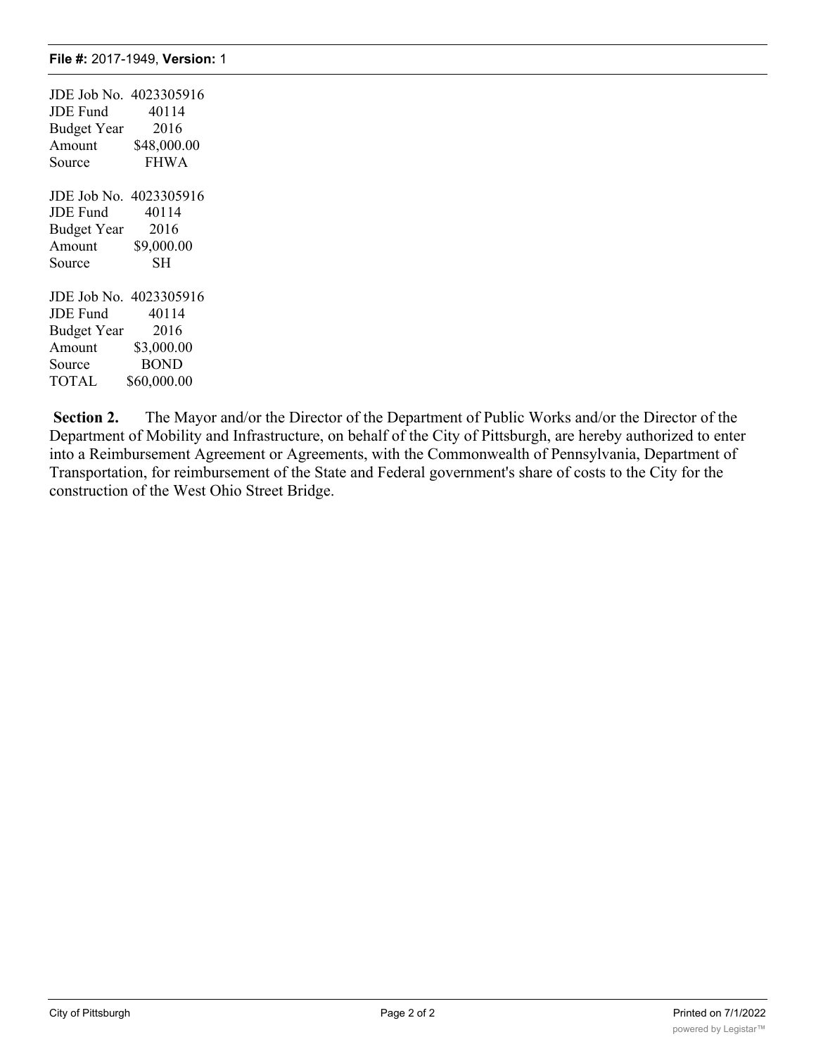JDE Job No. 4023305916
JDE Fund 40114
Budget Year 2016
Amount $48,000.00
Source FHWA

JDE Job No. 4023305916
JDE Fund 40114
Budget Year 2016
Amount $9,000.00
Source SH

JDE Job No. 4023305916
JDE Fund 40114
Budget Year 2016
Amount $3,000.00
Source BOND
TOTAL $60,000.00

**Section 2.** The Mayor and/or the Director of the Department of Public Works and/or the Director of the Department of Mobility and Infrastructure, on behalf of the City of Pittsburgh, are hereby authorized to enter into a Reimbursement Agreement or Agreements, with the Commonwealth of Pennsylvania, Department of Transportation, for reimbursement of the State and Federal government's share of costs to the City for the construction of the West Ohio Street Bridge.